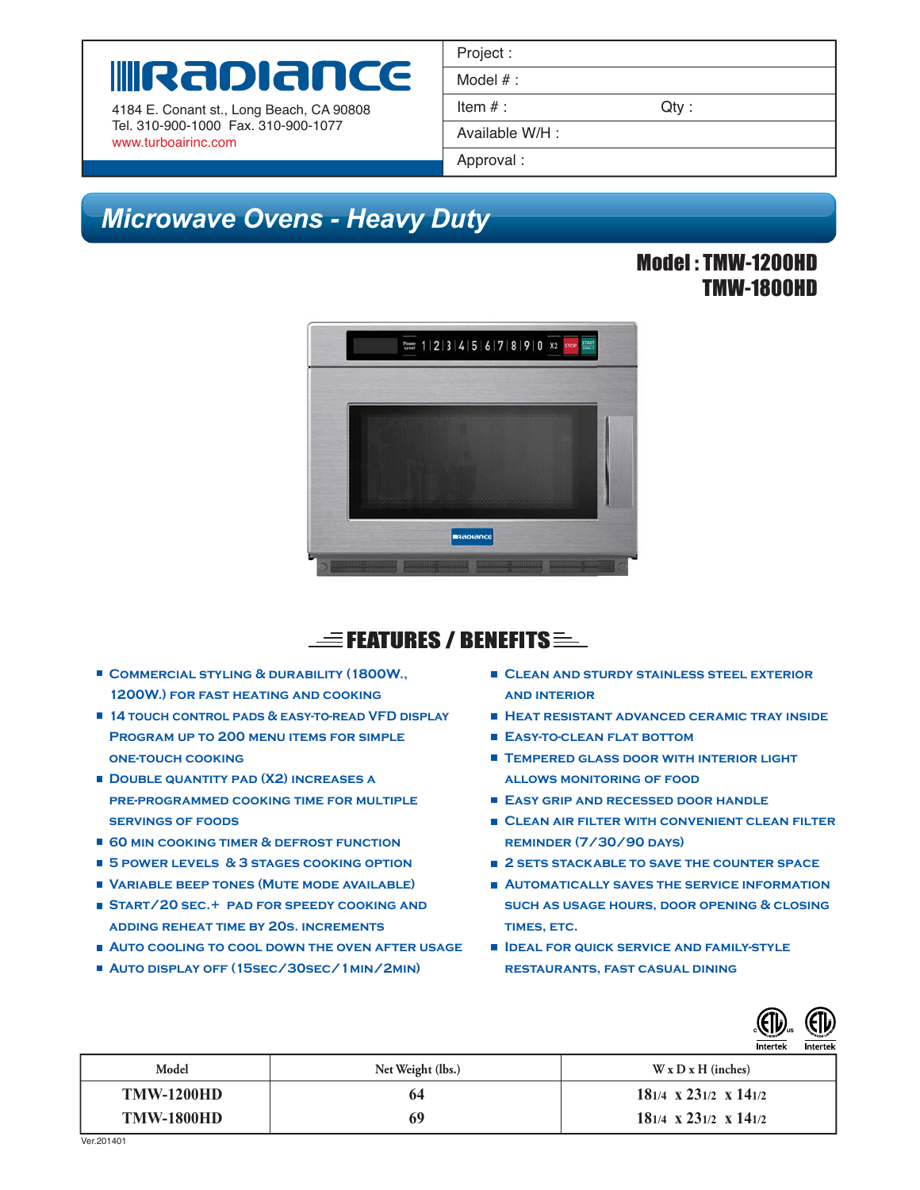# Radiance

4184 E. Conant st., Long Beach, CA 90808
Tel. 310-900-1000 Fax. 310-900-1077
www.turboairinc.com

| Project : | |
|---|---|
| Model # : | |
| Item # : | Qty : |
| Available W/H : | |
| Approval : | |

## Microwave Ovens - Heavy Duty

**Model : TMW-1200HD**
**TMW-1800HD**

## FEATURES / BENEFITS

- Commercial styling & durability (1800W., 1200W.) for fast heating and cooking
- 14 touch control pads & easy-to-read VFD display
- Program up to 200 menu items for simple one-touch cooking
- Double quantity pad (X2) increases a pre-programmed cooking time for multiple servings of foods
- 60 min cooking timer & defrost function
- 5 power levels & 3 stages cooking option
- Variable beep tones (Mute mode available)
- Start/20 sec.+ pad for speedy cooking and adding reheat time by 20s. increments
- Auto cooling to cool down the oven after usage
- Auto display off (15sec/30sec/1min/2min)
- Clean and sturdy stainless steel exterior and interior
- Heat resistant advanced ceramic tray inside
- Easy-to-clean flat bottom
- Tempered glass door with interior light allows monitoring of food
- Easy grip and recessed door handle
- Clean air filter with convenient clean filter reminder (7/30/90 days)
- 2 sets stackable to save the counter space
- Automatically saves the service information such as usage hours, door opening & closing times, etc.
- Ideal for quick service and family-style restaurants, fast casual dining

| Model | Net Weight (lbs.) | W x D x H (inches) |
|---|---|---|
| TMW-1200HD | 64 | 18 1/4 x 23 1/2 x 14 1/2 |
| TMW-1800HD | 69 | 18 1/4 x 23 1/2 x 14 1/2 |

Ver.201401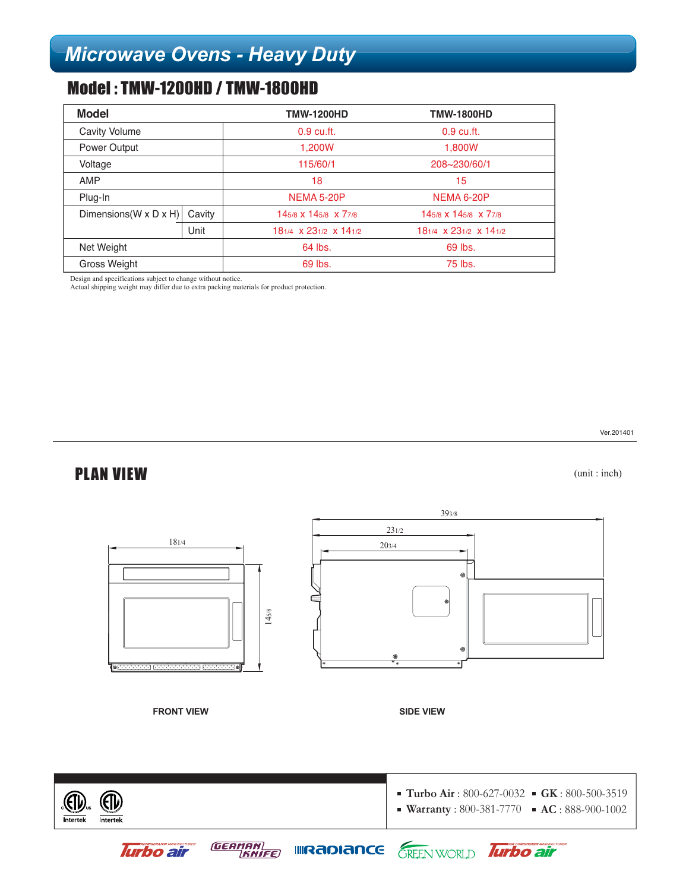# Microwave Ovens - Heavy Duty

## Model : TMW-1200HD / TMW-1800HD

| Model | | TMW-1200HD | TMW-1800HD |
|---|---|---|---|
| Cavity Volume | | 0.9 cu.ft. | 0.9 cu.ft. |
| Power Output | | 1,200W | 1,800W |
| Voltage | | 115/60/1 | 208~230/60/1 |
| AMP | | 18 | 15 |
| Plug-In | | NEMA 5-20P | NEMA 6-20P |
| Dimensions(W x D x H) | Cavity | 14 5/8 x 14 5/8 x 7 7/8 | 14 5/8 x 14 5/8 x 7 7/8 |
| | Unit | 18 1/4 x 23 1/2 x 14 1/2 | 18 1/4 x 23 1/2 x 14 1/2 |
| Net Weight | | 64 lbs. | 69 lbs. |
| Gross Weight | | 69 lbs. | 75 lbs. |

Design and specifications subject to change without notice.
Actual shipping weight may differ due to extra packing materials for product protection.

Ver.201401

## PLAN VIEW

(unit : inch)

18 1/4

14 5/8

FRONT VIEW

39 3/8

23 1/2

20 3/4

SIDE VIEW

Intertek Intertek

- **Turbo Air** : 800-627-0032
- **GK** : 800-500-3519
- **Warranty** : 800-381-7770
- **AC** : 888-900-1002

Turbo air · GERMAN KNIFE · RADIANCE · GREEN WORLD · Turbo air